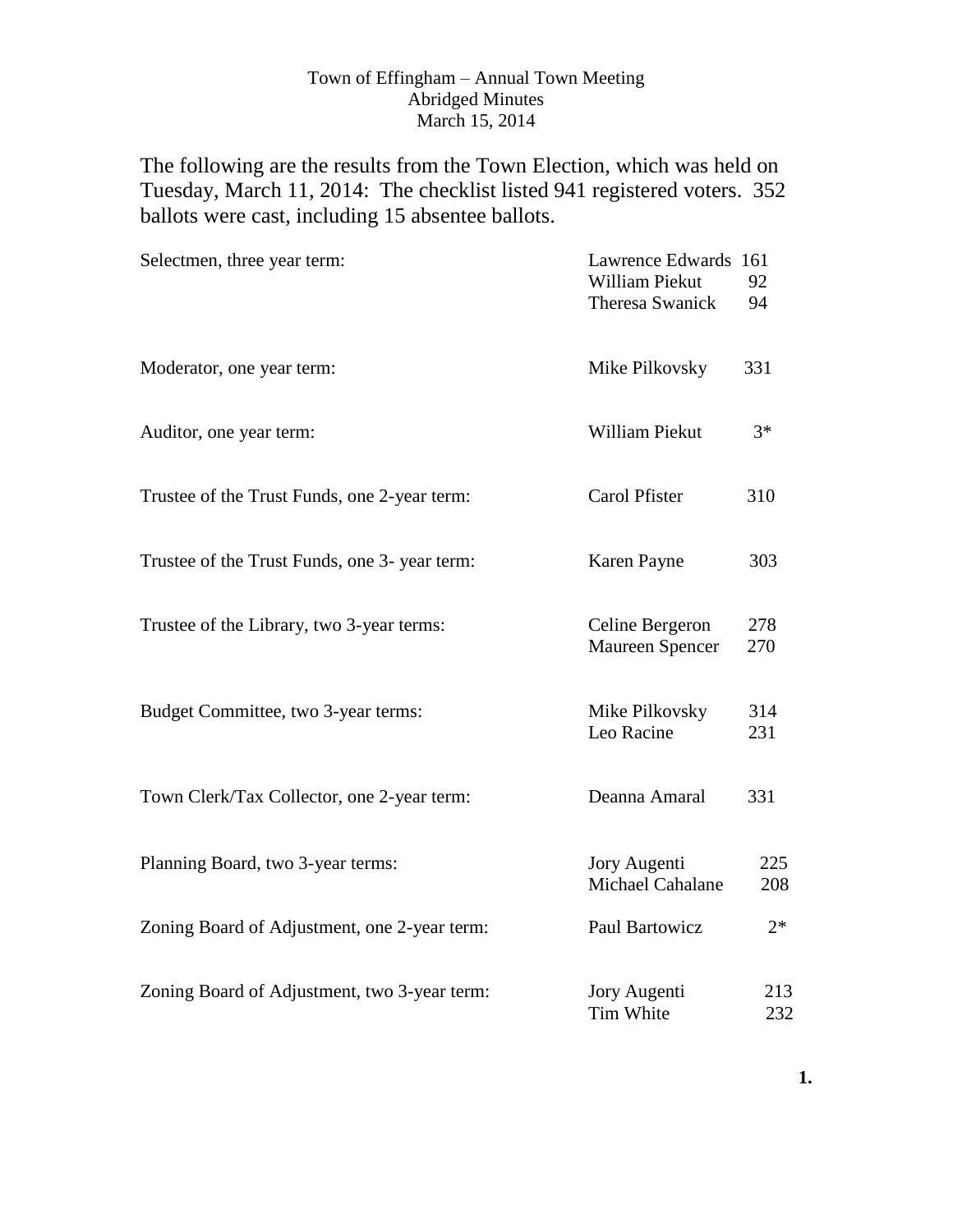Town of Effingham – Annual Town Meeting
Abridged Minutes
March 15, 2014

The following are the results from the Town Election, which was held on Tuesday, March 11, 2014: The checklist listed 941 registered voters. 352 ballots were cast, including 15 absentee ballots.

| Office | Candidate | Votes |
|---|---|---|
| Selectmen, three year term: | Lawrence Edwards | 161 |
| | William Piekut | 92 |
| | Theresa Swanick | 94 |
| Moderator, one year term: | Mike Pilkovsky | 331 |
| Auditor, one year term: | William Piekut | 3* |
| Trustee of the Trust Funds, one 2-year term: | Carol Pfister | 310 |
| Trustee of the Trust Funds, one 3- year term: | Karen Payne | 303 |
| Trustee of the Library, two 3-year terms: | Celine Bergeron | 278 |
| | Maureen Spencer | 270 |
| Budget Committee, two 3-year terms: | Mike Pilkovsky | 314 |
| | Leo Racine | 231 |
| Town Clerk/Tax Collector, one 2-year term: | Deanna Amaral | 331 |
| Planning Board, two 3-year terms: | Jory Augenti | 225 |
| | Michael Cahalane | 208 |
| Zoning Board of Adjustment, one 2-year term: | Paul Bartowicz | 2* |
| Zoning Board of Adjustment, two 3-year term: | Jory Augenti | 213 |
| | Tim White | 232 |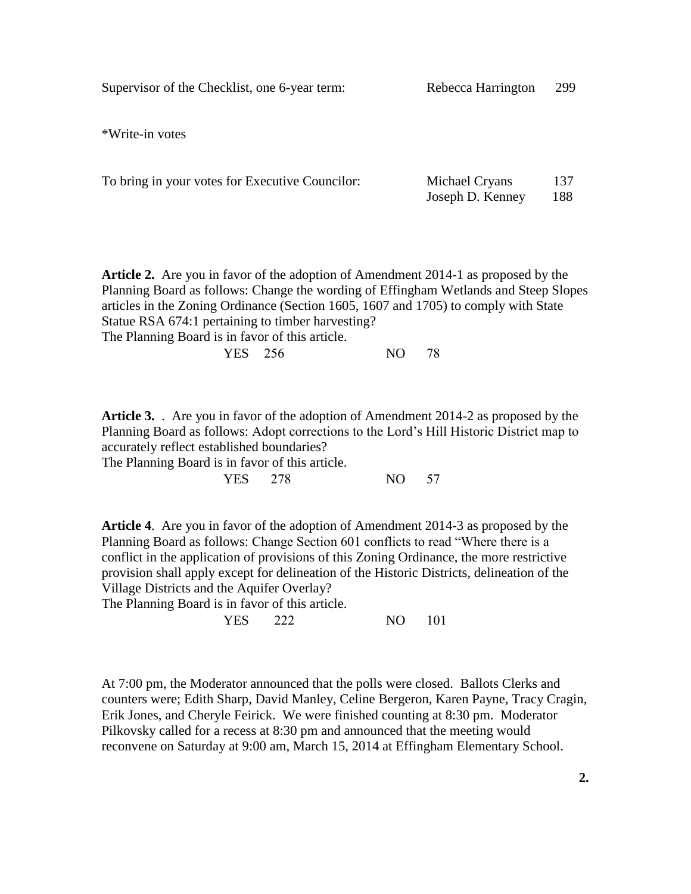Supervisor of the Checklist, one 6-year term: Rebecca Harrington 299

*Write-in votes

To bring in your votes for Executive Councilor: Michael Cryans 137
Joseph D. Kenney 188

**Article 2.** Are you in favor of the adoption of Amendment 2014-1 as proposed by the Planning Board as follows: Change the wording of Effingham Wetlands and Steep Slopes articles in the Zoning Ordinance (Section 1605, 1607 and 1705) to comply with State Statue RSA 674:1 pertaining to timber harvesting?
The Planning Board is in favor of this article.

YES 256 NO 78

**Article 3.** . Are you in favor of the adoption of Amendment 2014-2 as proposed by the Planning Board as follows: Adopt corrections to the Lord's Hill Historic District map to accurately reflect established boundaries?
The Planning Board is in favor of this article.

YES 278 NO 57

**Article 4**. Are you in favor of the adoption of Amendment 2014-3 as proposed by the Planning Board as follows: Change Section 601 conflicts to read "Where there is a conflict in the application of provisions of this Zoning Ordinance, the more restrictive provision shall apply except for delineation of the Historic Districts, delineation of the Village Districts and the Aquifer Overlay?
The Planning Board is in favor of this article.

YES 222 NO 101

At 7:00 pm, the Moderator announced that the polls were closed. Ballots Clerks and counters were; Edith Sharp, David Manley, Celine Bergeron, Karen Payne, Tracy Cragin, Erik Jones, and Cheryle Feirick. We were finished counting at 8:30 pm. Moderator Pilkovsky called for a recess at 8:30 pm and announced that the meeting would reconvene on Saturday at 9:00 am, March 15, 2014 at Effingham Elementary School.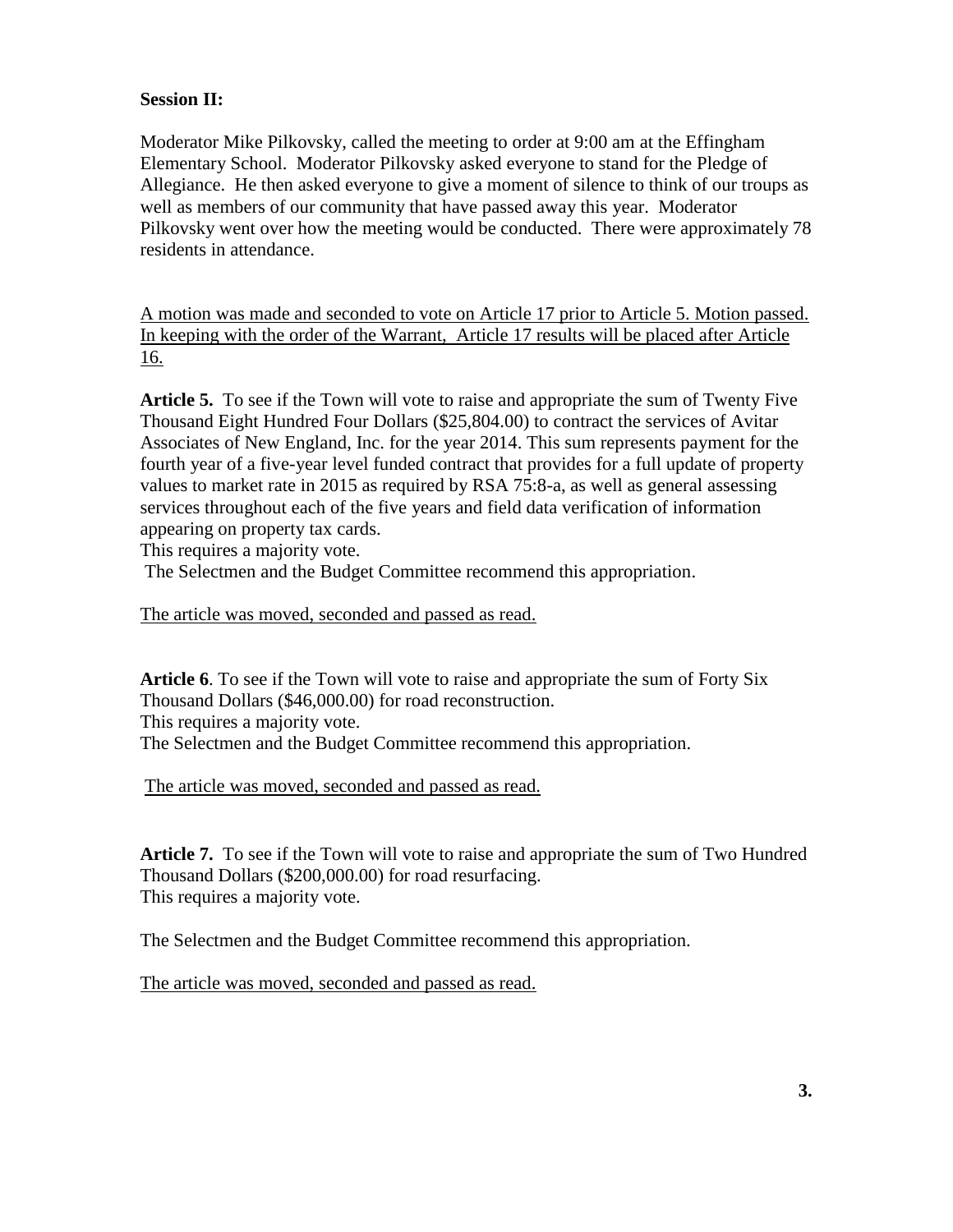**Session II:**

Moderator Mike Pilkovsky, called the meeting to order at 9:00 am at the Effingham Elementary School. Moderator Pilkovsky asked everyone to stand for the Pledge of Allegiance. He then asked everyone to give a moment of silence to think of our troups as well as members of our community that have passed away this year. Moderator Pilkovsky went over how the meeting would be conducted. There were approximately 78 residents in attendance.

<u>A motion was made and seconded to vote on Article 17 prior to Article 5. Motion passed. In keeping with the order of the Warrant, Article 17 results will be placed after Article 16.</u>

**Article 5.** To see if the Town will vote to raise and appropriate the sum of Twenty Five Thousand Eight Hundred Four Dollars ($25,804.00) to contract the services of Avitar Associates of New England, Inc. for the year 2014. This sum represents payment for the fourth year of a five-year level funded contract that provides for a full update of property values to market rate in 2015 as required by RSA 75:8-a, as well as general assessing services throughout each of the five years and field data verification of information appearing on property tax cards.
This requires a majority vote.
The Selectmen and the Budget Committee recommend this appropriation.

<u>The article was moved, seconded and passed as read.</u>

**Article 6**. To see if the Town will vote to raise and appropriate the sum of Forty Six Thousand Dollars ($46,000.00) for road reconstruction.
This requires a majority vote.
The Selectmen and the Budget Committee recommend this appropriation.

<u>The article was moved, seconded and passed as read.</u>

**Article 7.** To see if the Town will vote to raise and appropriate the sum of Two Hundred Thousand Dollars ($200,000.00) for road resurfacing.
This requires a majority vote.

The Selectmen and the Budget Committee recommend this appropriation.

<u>The article was moved, seconded and passed as read.</u>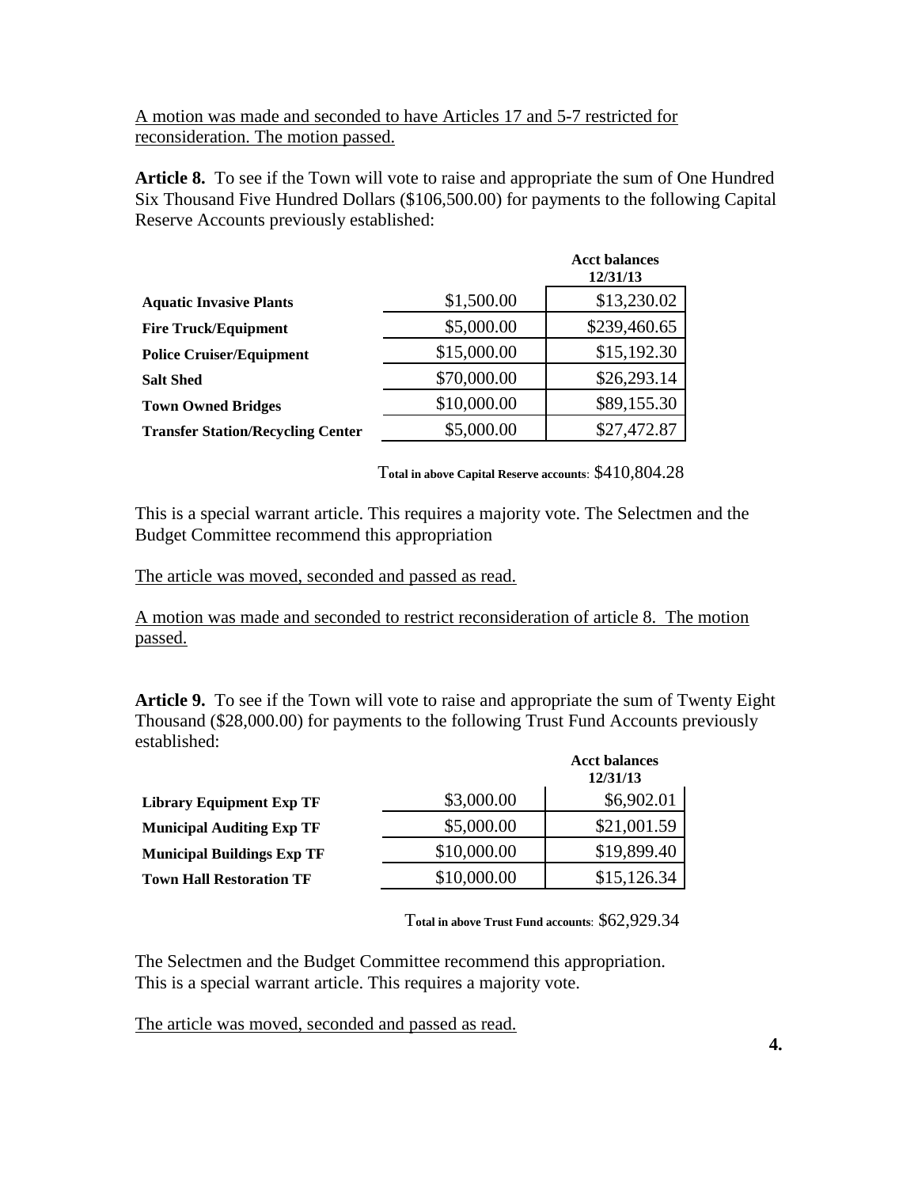A motion was made and seconded to have Articles 17 and 5-7 restricted for reconsideration. The motion passed.

**Article 8.** To see if the Town will vote to raise and appropriate the sum of One Hundred Six Thousand Five Hundred Dollars ($106,500.00) for payments to the following Capital Reserve Accounts previously established:

| | | **Acct balances 12/31/13** |
|---|---|---|
| **Aquatic Invasive Plants** | $1,500.00 | $13,230.02 |
| **Fire Truck/Equipment** | $5,000.00 | $239,460.65 |
| **Police Cruiser/Equipment** | $15,000.00 | $15,192.30 |
| **Salt Shed** | $70,000.00 | $26,293.14 |
| **Town Owned Bridges** | $10,000.00 | $89,155.30 |
| **Transfer Station/Recycling Center** | $5,000.00 | $27,472.87 |

**Total in above Capital Reserve accounts**: $410,804.28

This is a special warrant article. This requires a majority vote. The Selectmen and the Budget Committee recommend this appropriation

The article was moved, seconded and passed as read.

A motion was made and seconded to restrict reconsideration of article 8. The motion passed.

**Article 9.** To see if the Town will vote to raise and appropriate the sum of Twenty Eight Thousand ($28,000.00) for payments to the following Trust Fund Accounts previously established:

| | | **Acct balances 12/31/13** |
|---|---|---|
| **Library Equipment Exp TF** | $3,000.00 | $6,902.01 |
| **Municipal Auditing Exp TF** | $5,000.00 | $21,001.59 |
| **Municipal Buildings Exp TF** | $10,000.00 | $19,899.40 |
| **Town Hall Restoration TF** | $10,000.00 | $15,126.34 |

**Total in above Trust Fund accounts**: $62,929.34

The Selectmen and the Budget Committee recommend this appropriation. This is a special warrant article. This requires a majority vote.

The article was moved, seconded and passed as read.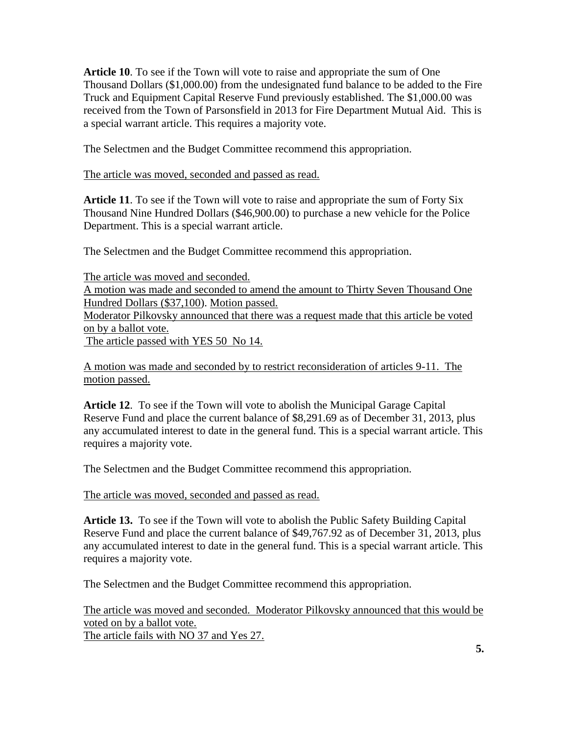**Article 10**. To see if the Town will vote to raise and appropriate the sum of One Thousand Dollars ($1,000.00) from the undesignated fund balance to be added to the Fire Truck and Equipment Capital Reserve Fund previously established. The $1,000.00 was received from the Town of Parsonsfield in 2013 for Fire Department Mutual Aid. This is a special warrant article. This requires a majority vote.

The Selectmen and the Budget Committee recommend this appropriation.

The article was moved, seconded and passed as read.

**Article 11**. To see if the Town will vote to raise and appropriate the sum of Forty Six Thousand Nine Hundred Dollars ($46,900.00) to purchase a new vehicle for the Police Department. This is a special warrant article.

The Selectmen and the Budget Committee recommend this appropriation.

The article was moved and seconded.
A motion was made and seconded to amend the amount to Thirty Seven Thousand One Hundred Dollars ($37,100). Motion passed.
Moderator Pilkovsky announced that there was a request made that this article be voted on by a ballot vote.
The article passed with YES 50 No 14.

A motion was made and seconded by to restrict reconsideration of articles 9-11. The motion passed.

**Article 12**. To see if the Town will vote to abolish the Municipal Garage Capital Reserve Fund and place the current balance of $8,291.69 as of December 31, 2013, plus any accumulated interest to date in the general fund. This is a special warrant article. This requires a majority vote.

The Selectmen and the Budget Committee recommend this appropriation.

The article was moved, seconded and passed as read.

**Article 13.** To see if the Town will vote to abolish the Public Safety Building Capital Reserve Fund and place the current balance of $49,767.92 as of December 31, 2013, plus any accumulated interest to date in the general fund. This is a special warrant article. This requires a majority vote.

The Selectmen and the Budget Committee recommend this appropriation.

The article was moved and seconded. Moderator Pilkovsky announced that this would be voted on by a ballot vote.
The article fails with NO 37 and Yes 27.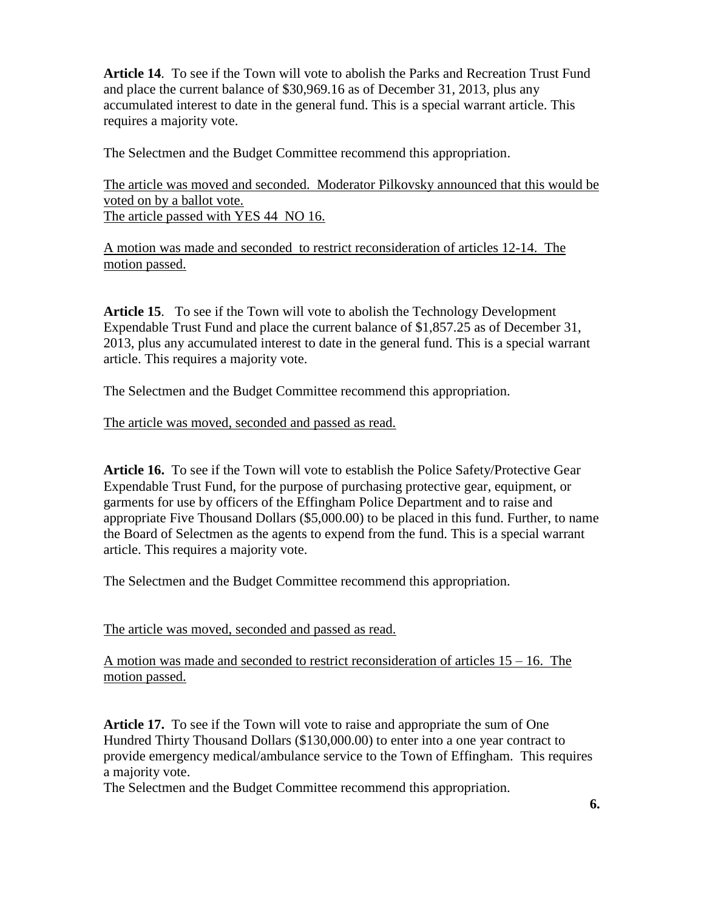**Article 14**. To see if the Town will vote to abolish the Parks and Recreation Trust Fund and place the current balance of $30,969.16 as of December 31, 2013, plus any accumulated interest to date in the general fund. This is a special warrant article. This requires a majority vote.

The Selectmen and the Budget Committee recommend this appropriation.

<u>The article was moved and seconded. Moderator Pilkovsky announced that this would be voted on by a ballot vote.</u>
<u>The article passed with YES 44 NO 16.</u>

<u>A motion was made and seconded to restrict reconsideration of articles 12-14. The motion passed.</u>

**Article 15**. To see if the Town will vote to abolish the Technology Development Expendable Trust Fund and place the current balance of $1,857.25 as of December 31, 2013, plus any accumulated interest to date in the general fund. This is a special warrant article. This requires a majority vote.

The Selectmen and the Budget Committee recommend this appropriation.

<u>The article was moved, seconded and passed as read.</u>

**Article 16.** To see if the Town will vote to establish the Police Safety/Protective Gear Expendable Trust Fund, for the purpose of purchasing protective gear, equipment, or garments for use by officers of the Effingham Police Department and to raise and appropriate Five Thousand Dollars ($5,000.00) to be placed in this fund. Further, to name the Board of Selectmen as the agents to expend from the fund. This is a special warrant article. This requires a majority vote.

The Selectmen and the Budget Committee recommend this appropriation.

<u>The article was moved, seconded and passed as read.</u>

<u>A motion was made and seconded to restrict reconsideration of articles 15 – 16. The motion passed.</u>

**Article 17.** To see if the Town will vote to raise and appropriate the sum of One Hundred Thirty Thousand Dollars ($130,000.00) to enter into a one year contract to provide emergency medical/ambulance service to the Town of Effingham. This requires a majority vote.
The Selectmen and the Budget Committee recommend this appropriation.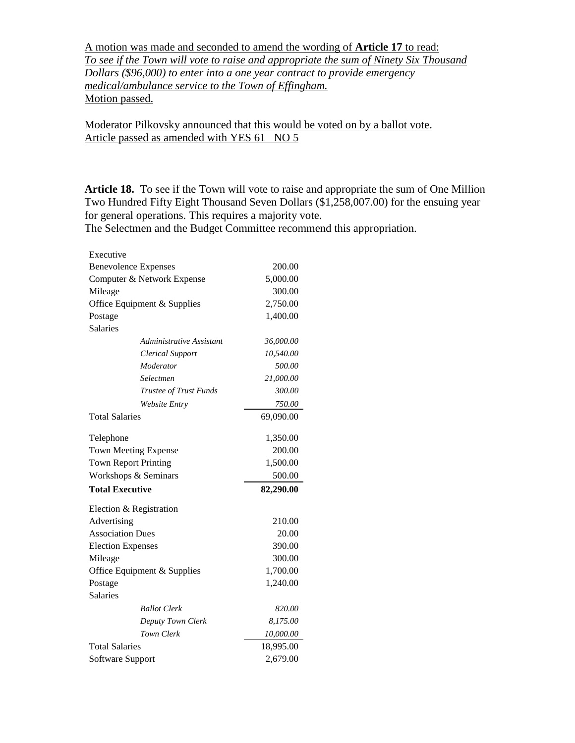A motion was made and seconded to amend the wording of **Article 17** to read:
*To see if the Town will vote to raise and appropriate the sum of Ninety Six Thousand Dollars ($96,000) to enter into a one year contract to provide emergency medical/ambulance service to the Town of Effingham.*
Motion passed.

Moderator Pilkovsky announced that this would be voted on by a ballot vote.
Article passed as amended with YES 61 NO 5

**Article 18.** To see if the Town will vote to raise and appropriate the sum of One Million Two Hundred Fifty Eight Thousand Seven Dollars ($1,258,007.00) for the ensuing year for general operations. This requires a majority vote.
The Selectmen and the Budget Committee recommend this appropriation.

| | |
|---|---|
| Executive | |
| Benevolence Expenses | 200.00 |
| Computer & Network Expense | 5,000.00 |
| Mileage | 300.00 |
| Office Equipment & Supplies | 2,750.00 |
| Postage | 1,400.00 |
| Salaries | |
| *Administrative Assistant* | *36,000.00* |
| *Clerical Support* | *10,540.00* |
| *Moderator* | *500.00* |
| *Selectmen* | *21,000.00* |
| *Trustee of Trust Funds* | *300.00* |
| *Website Entry* | *750.00* |
| Total Salaries | 69,090.00 |
| Telephone | 1,350.00 |
| Town Meeting Expense | 200.00 |
| Town Report Printing | 1,500.00 |
| Workshops & Seminars | 500.00 |
| **Total Executive** | **82,290.00** |
| Election & Registration | |
| Advertising | 210.00 |
| Association Dues | 20.00 |
| Election Expenses | 390.00 |
| Mileage | 300.00 |
| Office Equipment & Supplies | 1,700.00 |
| Postage | 1,240.00 |
| Salaries | |
| *Ballot Clerk* | *820.00* |
| *Deputy Town Clerk* | *8,175.00* |
| *Town Clerk* | *10,000.00* |
| Total Salaries | 18,995.00 |
| Software Support | 2,679.00 |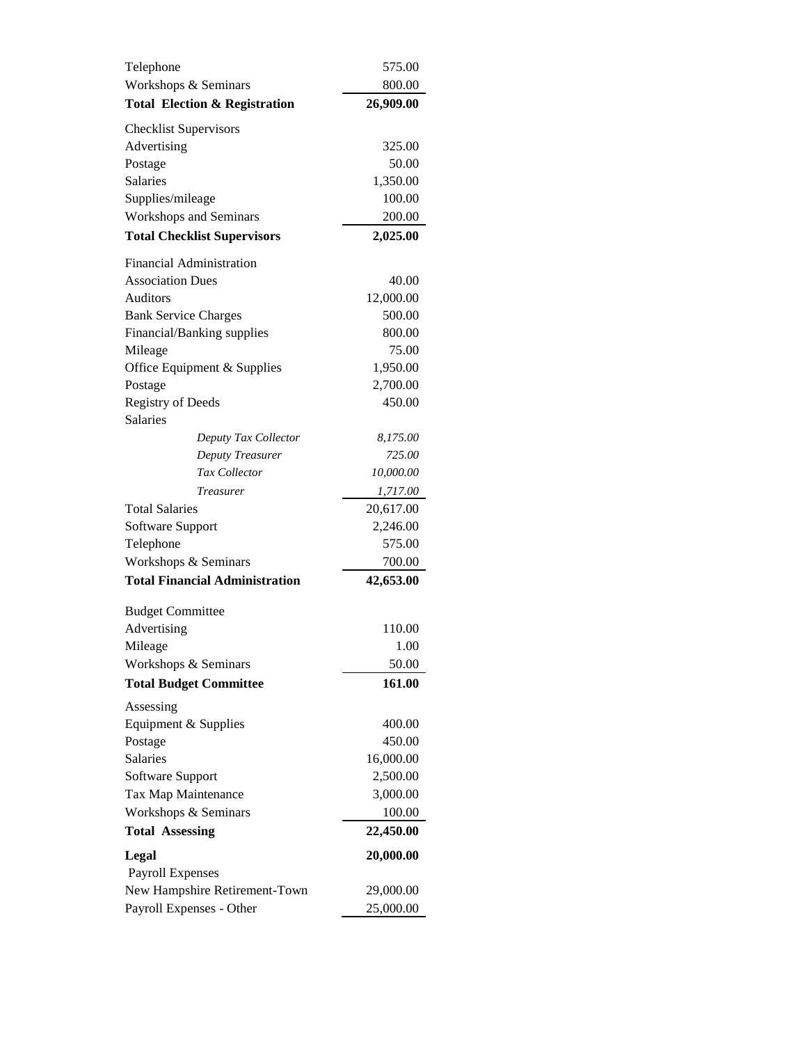| | |
|---|---|
| Telephone | 575.00 |
| Workshops & Seminars | 800.00 |
| **Total Election & Registration** | **26,909.00** |
| Checklist Supervisors | |
| Advertising | 325.00 |
| Postage | 50.00 |
| Salaries | 1,350.00 |
| Supplies/mileage | 100.00 |
| Workshops and Seminars | 200.00 |
| **Total Checklist Supervisors** | **2,025.00** |
| Financial Administration | |
| Association Dues | 40.00 |
| Auditors | 12,000.00 |
| Bank Service Charges | 500.00 |
| Financial/Banking supplies | 800.00 |
| Mileage | 75.00 |
| Office Equipment & Supplies | 1,950.00 |
| Postage | 2,700.00 |
| Registry of Deeds | 450.00 |
| Salaries | |
| *Deputy Tax Collector* | *8,175.00* |
| *Deputy Treasurer* | *725.00* |
| *Tax Collector* | *10,000.00* |
| *Treasurer* | *1,717.00* |
| Total Salaries | 20,617.00 |
| Software Support | 2,246.00 |
| Telephone | 575.00 |
| Workshops & Seminars | 700.00 |
| **Total Financial Administration** | **42,653.00** |
| Budget Committee | |
| Advertising | 110.00 |
| Mileage | 1.00 |
| Workshops & Seminars | 50.00 |
| **Total Budget Committee** | **161.00** |
| Assessing | |
| Equipment & Supplies | 400.00 |
| Postage | 450.00 |
| Salaries | 16,000.00 |
| Software Support | 2,500.00 |
| Tax Map Maintenance | 3,000.00 |
| Workshops & Seminars | 100.00 |
| **Total Assessing** | **22,450.00** |
| **Legal** | **20,000.00** |
| Payroll Expenses | |
| New Hampshire Retirement-Town | 29,000.00 |
| Payroll Expenses - Other | 25,000.00 |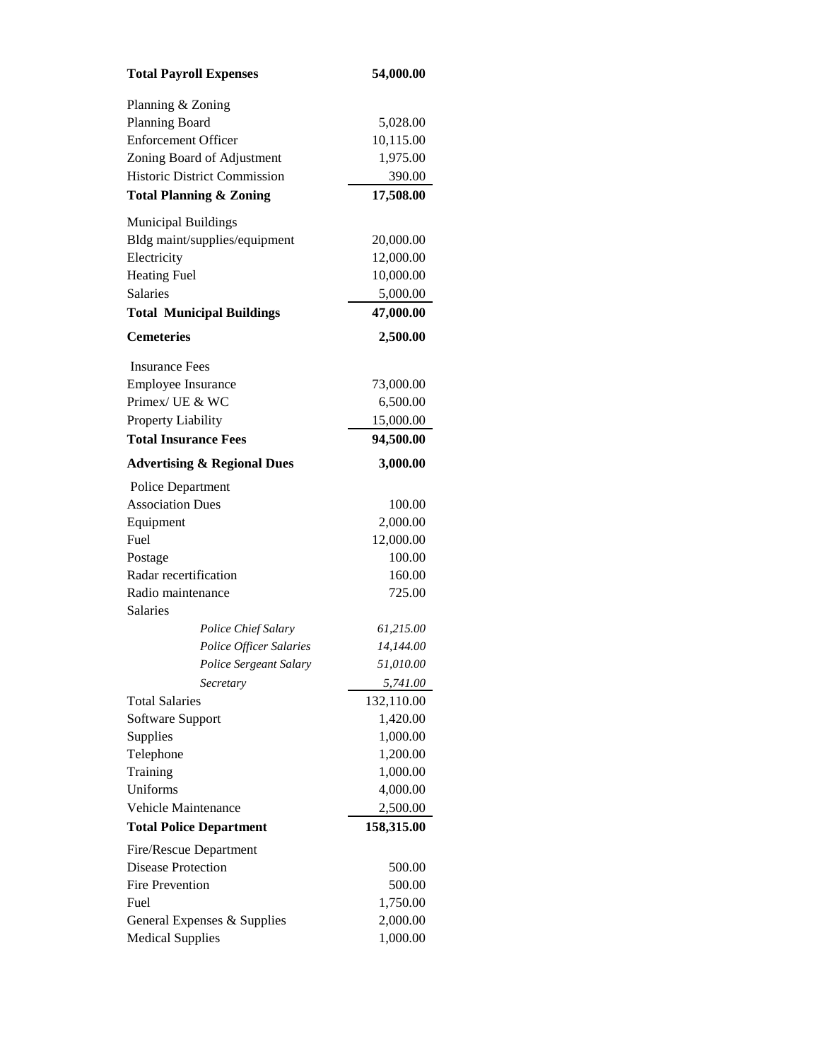| | |
|---|---:|
| **Total Payroll Expenses** | **54,000.00** |
| Planning & Zoning | |
| Planning Board | 5,028.00 |
| Enforcement Officer | 10,115.00 |
| Zoning Board of Adjustment | 1,975.00 |
| Historic District Commission | 390.00 |
| **Total Planning & Zoning** | **17,508.00** |
| Municipal Buildings | |
| Bldg maint/supplies/equipment | 20,000.00 |
| Electricity | 12,000.00 |
| Heating Fuel | 10,000.00 |
| Salaries | 5,000.00 |
| **Total Municipal Buildings** | **47,000.00** |
| **Cemeteries** | **2,500.00** |
| Insurance Fees | |
| Employee Insurance | 73,000.00 |
| Primex/ UE & WC | 6,500.00 |
| Property Liability | 15,000.00 |
| **Total Insurance Fees** | **94,500.00** |
| **Advertising & Regional Dues** | **3,000.00** |
| Police Department | |
| Association Dues | 100.00 |
| Equipment | 2,000.00 |
| Fuel | 12,000.00 |
| Postage | 100.00 |
| Radar recertification | 160.00 |
| Radio maintenance | 725.00 |
| Salaries | |
| *Police Chief Salary* | *61,215.00* |
| *Police Officer Salaries* | *14,144.00* |
| *Police Sergeant Salary* | *51,010.00* |
| *Secretary* | *5,741.00* |
| Total Salaries | 132,110.00 |
| Software Support | 1,420.00 |
| Supplies | 1,000.00 |
| Telephone | 1,200.00 |
| Training | 1,000.00 |
| Uniforms | 4,000.00 |
| Vehicle Maintenance | 2,500.00 |
| **Total Police Department** | **158,315.00** |
| Fire/Rescue Department | |
| Disease Protection | 500.00 |
| Fire Prevention | 500.00 |
| Fuel | 1,750.00 |
| General Expenses & Supplies | 2,000.00 |
| Medical Supplies | 1,000.00 |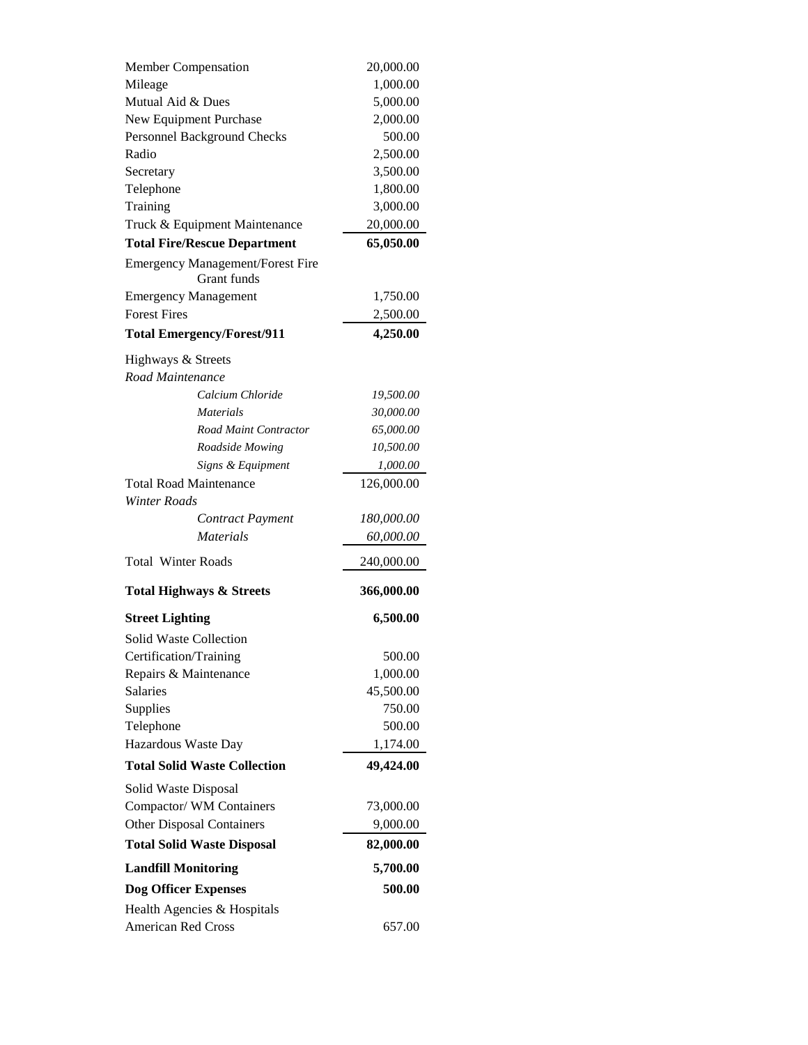| | |
|---|---|
| Member Compensation | 20,000.00 |
| Mileage | 1,000.00 |
| Mutual Aid & Dues | 5,000.00 |
| New Equipment Purchase | 2,000.00 |
| Personnel Background Checks | 500.00 |
| Radio | 2,500.00 |
| Secretary | 3,500.00 |
| Telephone | 1,800.00 |
| Training | 3,000.00 |
| Truck & Equipment Maintenance | 20,000.00 |
| **Total Fire/Rescue Department** | **65,050.00** |
| Emergency Management/Forest Fire Grant funds | |
| Emergency Management | 1,750.00 |
| Forest Fires | 2,500.00 |
| **Total Emergency/Forest/911** | **4,250.00** |
| Highways & Streets | |
| *Road Maintenance* | |
| *Calcium Chloride* | *19,500.00* |
| *Materials* | *30,000.00* |
| *Road Maint Contractor* | *65,000.00* |
| *Roadside Mowing* | *10,500.00* |
| *Signs & Equipment* | *1,000.00* |
| Total Road Maintenance | 126,000.00 |
| *Winter Roads* | |
| *Contract Payment* | *180,000.00* |
| *Materials* | *60,000.00* |
| Total Winter Roads | 240,000.00 |
| **Total Highways & Streets** | **366,000.00** |
| **Street Lighting** | **6,500.00** |
| Solid Waste Collection | |
| Certification/Training | 500.00 |
| Repairs & Maintenance | 1,000.00 |
| Salaries | 45,500.00 |
| Supplies | 750.00 |
| Telephone | 500.00 |
| Hazardous Waste Day | 1,174.00 |
| **Total Solid Waste Collection** | **49,424.00** |
| Solid Waste Disposal | |
| Compactor/ WM Containers | 73,000.00 |
| Other Disposal Containers | 9,000.00 |
| **Total Solid Waste Disposal** | **82,000.00** |
| **Landfill Monitoring** | **5,700.00** |
| **Dog Officer Expenses** | **500.00** |
| Health Agencies & Hospitals | |
| American Red Cross | 657.00 |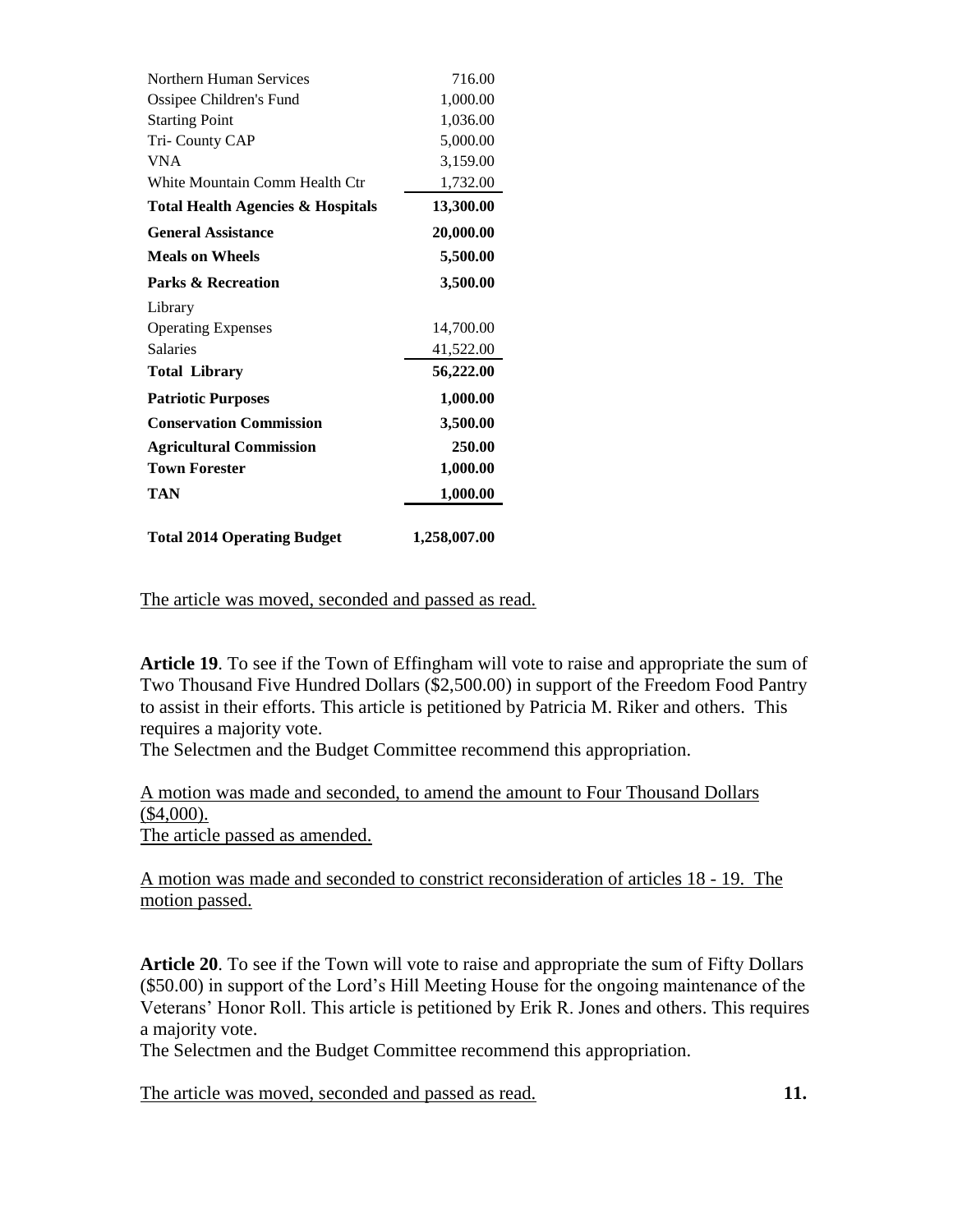| | |
|---|---|
| Northern Human Services | 716.00 |
| Ossipee Children's Fund | 1,000.00 |
| Starting Point | 1,036.00 |
| Tri- County CAP | 5,000.00 |
| VNA | 3,159.00 |
| White Mountain Comm Health Ctr | 1,732.00 |
| **Total Health Agencies & Hospitals** | **13,300.00** |
| **General Assistance** | **20,000.00** |
| **Meals on Wheels** | **5,500.00** |
| **Parks & Recreation** | **3,500.00** |
| Library | |
| Operating Expenses | 14,700.00 |
| Salaries | 41,522.00 |
| **Total Library** | **56,222.00** |
| **Patriotic Purposes** | **1,000.00** |
| **Conservation Commission** | **3,500.00** |
| **Agricultural Commission** | **250.00** |
| **Town Forester** | **1,000.00** |
| **TAN** | **1,000.00** |
| **Total 2014 Operating Budget** | **1,258,007.00** |

The article was moved, seconded and passed as read.

**Article 19**. To see if the Town of Effingham will vote to raise and appropriate the sum of Two Thousand Five Hundred Dollars ($2,500.00) in support of the Freedom Food Pantry to assist in their efforts. This article is petitioned by Patricia M. Riker and others. This requires a majority vote.
The Selectmen and the Budget Committee recommend this appropriation.

A motion was made and seconded, to amend the amount to Four Thousand Dollars ($4,000).
The article passed as amended.

A motion was made and seconded to constrict reconsideration of articles 18 - 19. The motion passed.

**Article 20**. To see if the Town will vote to raise and appropriate the sum of Fifty Dollars ($50.00) in support of the Lord's Hill Meeting House for the ongoing maintenance of the Veterans' Honor Roll. This article is petitioned by Erik R. Jones and others. This requires a majority vote.
The Selectmen and the Budget Committee recommend this appropriation.

The article was moved, seconded and passed as read.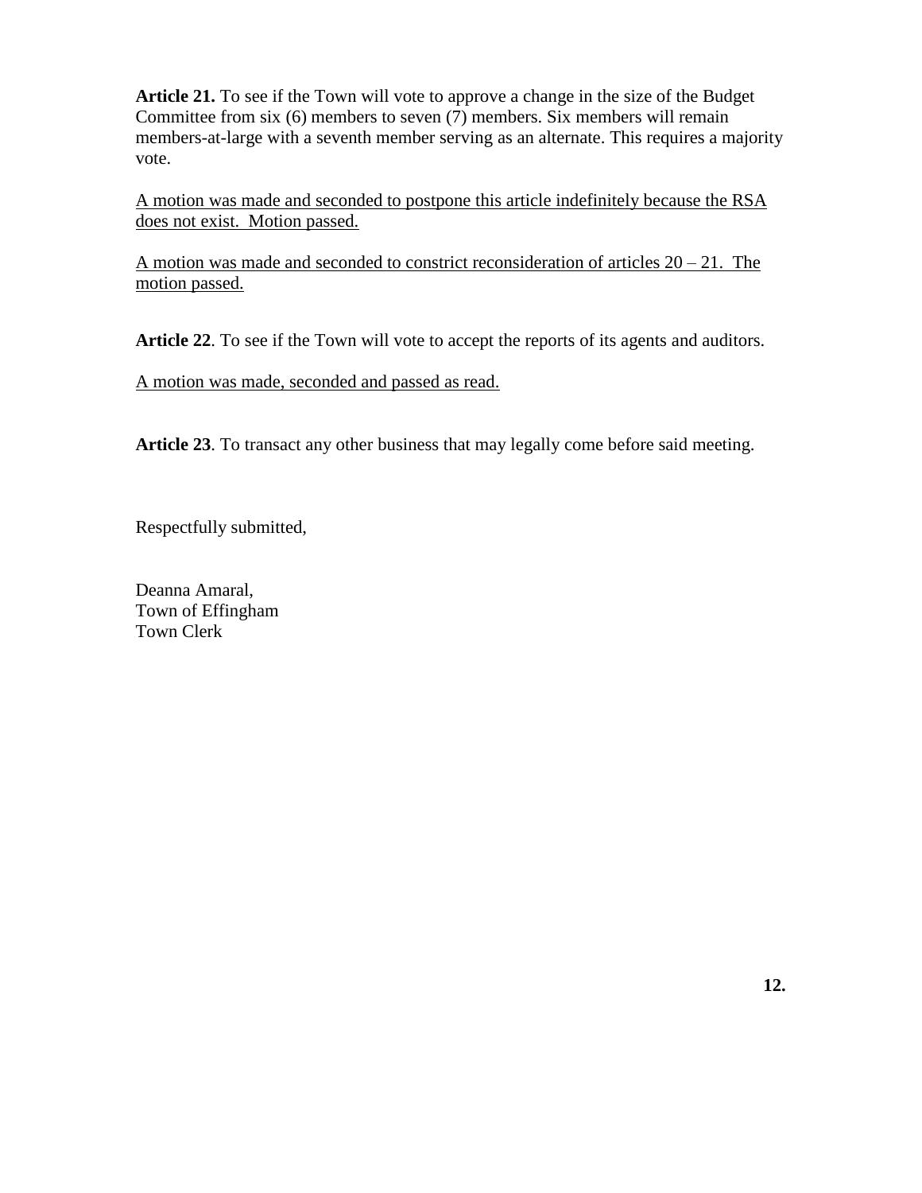**Article 21.** To see if the Town will vote to approve a change in the size of the Budget Committee from six (6) members to seven (7) members. Six members will remain members-at-large with a seventh member serving as an alternate. This requires a majority vote.

<u>A motion was made and seconded to postpone this article indefinitely because the RSA does not exist. Motion passed.</u>

<u>A motion was made and seconded to constrict reconsideration of articles 20 – 21. The motion passed.</u>

**Article 22**. To see if the Town will vote to accept the reports of its agents and auditors.

<u>A motion was made, seconded and passed as read.</u>

**Article 23**. To transact any other business that may legally come before said meeting.

Respectfully submitted,

Deanna Amaral,
Town of Effingham
Town Clerk